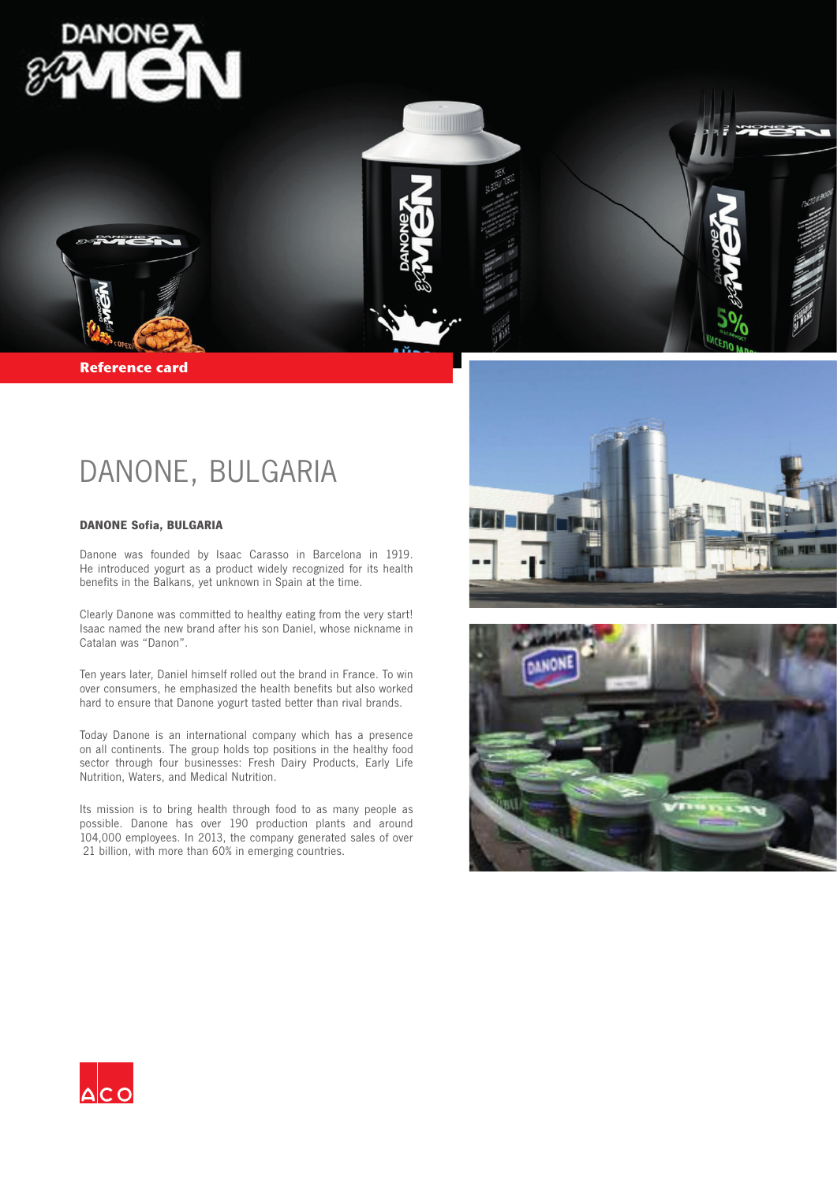Reference card

# DANONE, BULGARIA

### DANONE Sofia, BULGARIA

Danone was founded by Isaac Carasso in Barcelona in 1919. He introduced yogurt as a product widely recognized for its health benefits in the Balkans, yet unknown in Spain at the time.

Clearly Danone was committed to healthy eating from the very start! Isaac named the new brand after his son Daniel, whose nickname in Catalan was "Danon".

Ten years later, Daniel himself rolled out the brand in France. To win over consumers, he emphasized the health benefits but also worked hard to ensure that Danone yogurt tasted better than rival brands.

Today Danone is an international company which has a presence on all continents. The group holds top positions in the healthy food sector through four businesses: Fresh Dairy Products, Early Life Nutrition, Waters, and Medical Nutrition.

Its mission is to bring health through food to as many people as possible. Danone has over 190 production plants and around 104,000 employees. In 2013, the company generated sales of over 21 billion, with more than 60% in emerging countries.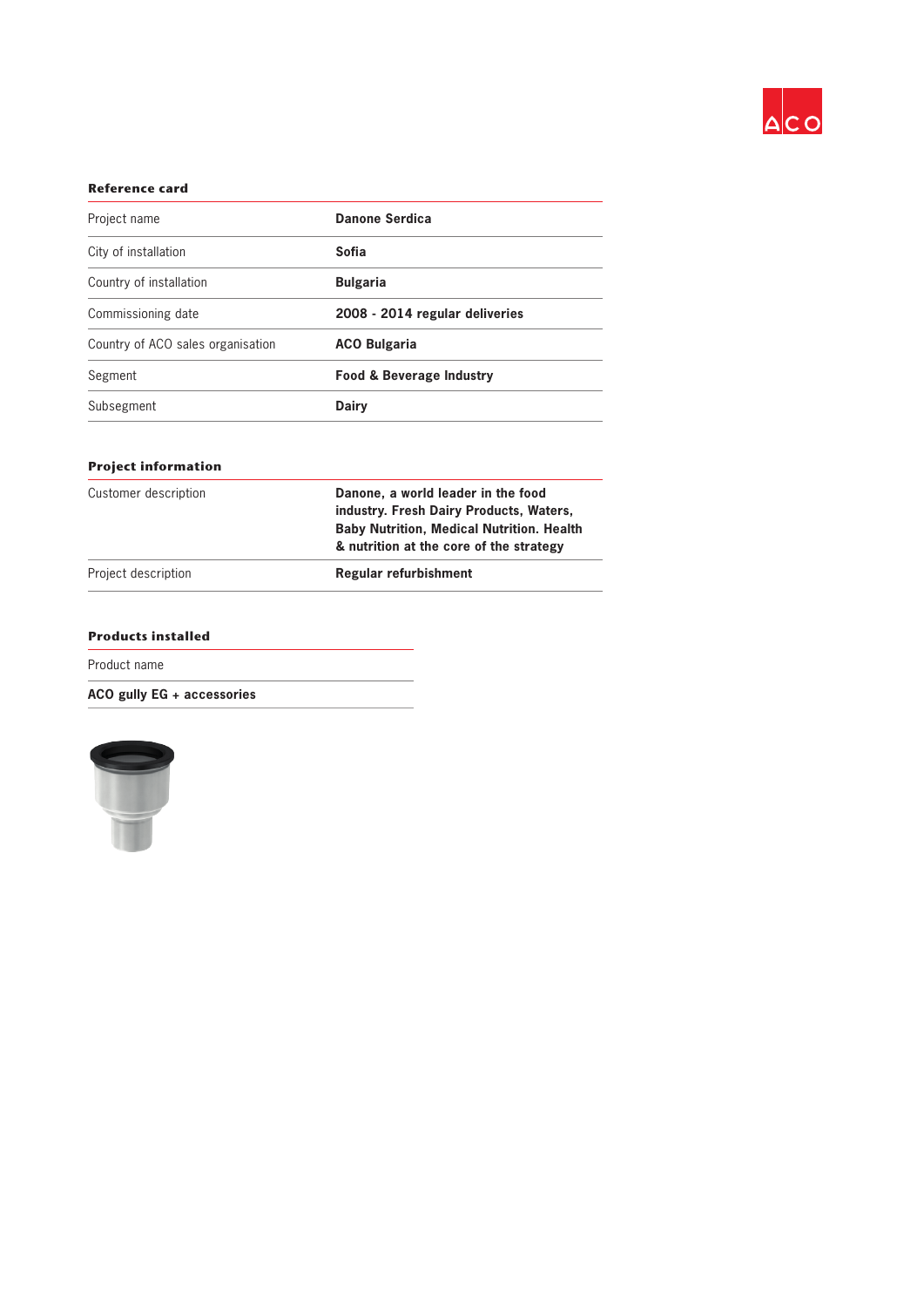### Reference card

| | |
|---|---|
| Project name | **Danone Serdica** |
| City of installation | **Sofia** |
| Country of installation | **Bulgaria** |
| Commissioning date | **2008 - 2014 regular deliveries** |
| Country of ACO sales organisation | **ACO Bulgaria** |
| Segment | **Food & Beverage Industry** |
| Subsegment | **Dairy** |

### Project information

| | |
|---|---|
| Customer description | **Danone, a world leader in the food industry. Fresh Dairy Products, Waters, Baby Nutrition, Medical Nutrition. Health & nutrition at the core of the strategy** |
| Project description | **Regular refurbishment** |

### Products installed

| Product name |
|---|
| **ACO gully EG + accessories** |